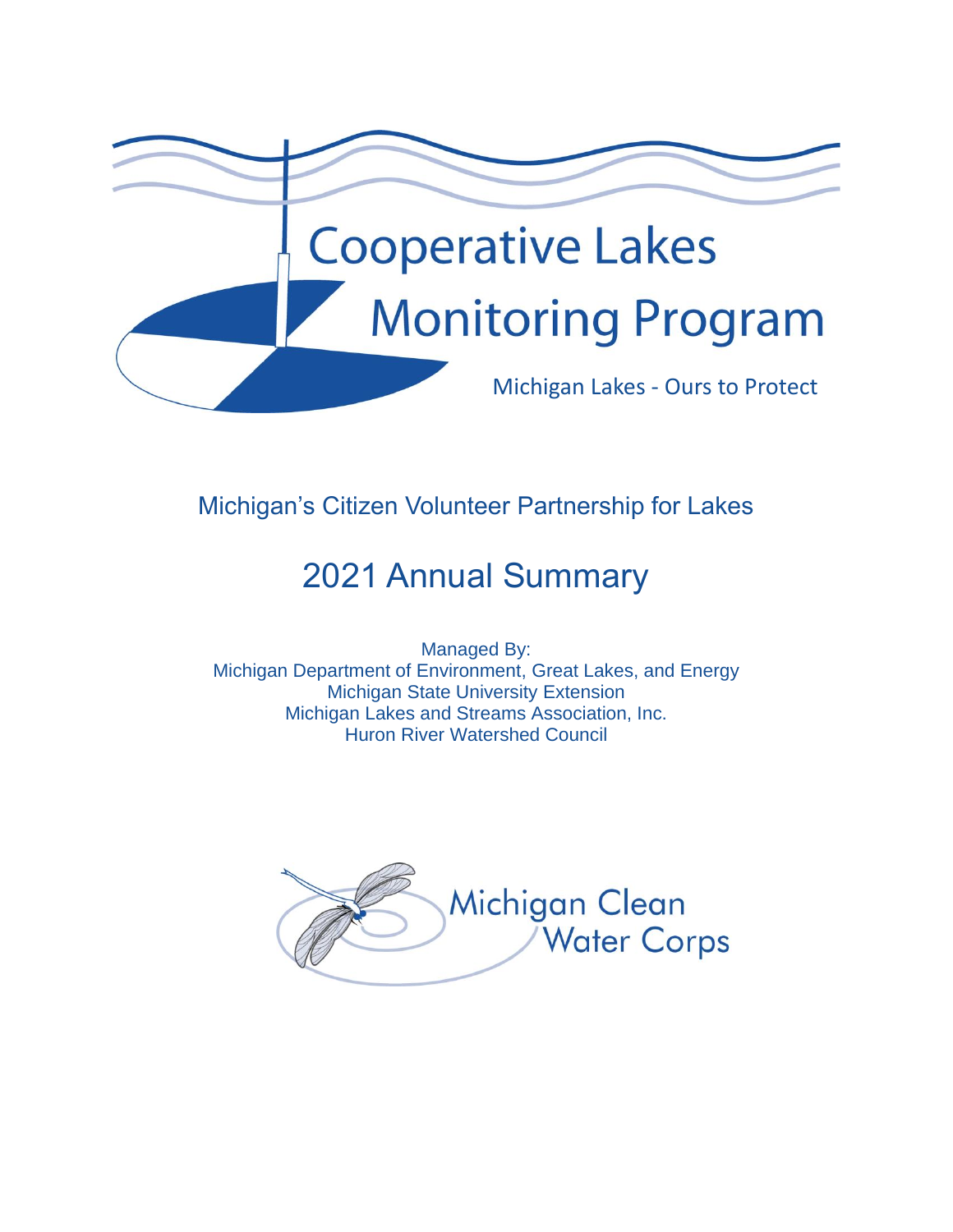# Cooperative Lakes Monitoring Program

Michigan Lakes - Ours to Protect

Michigan's Citizen Volunteer Partnership for Lakes

## 2021 Annual Summary

Managed By:
Michigan Department of Environment, Great Lakes, and Energy
Michigan State University Extension
Michigan Lakes and Streams Association, Inc.
Huron River Watershed Council

Michigan Clean Water Corps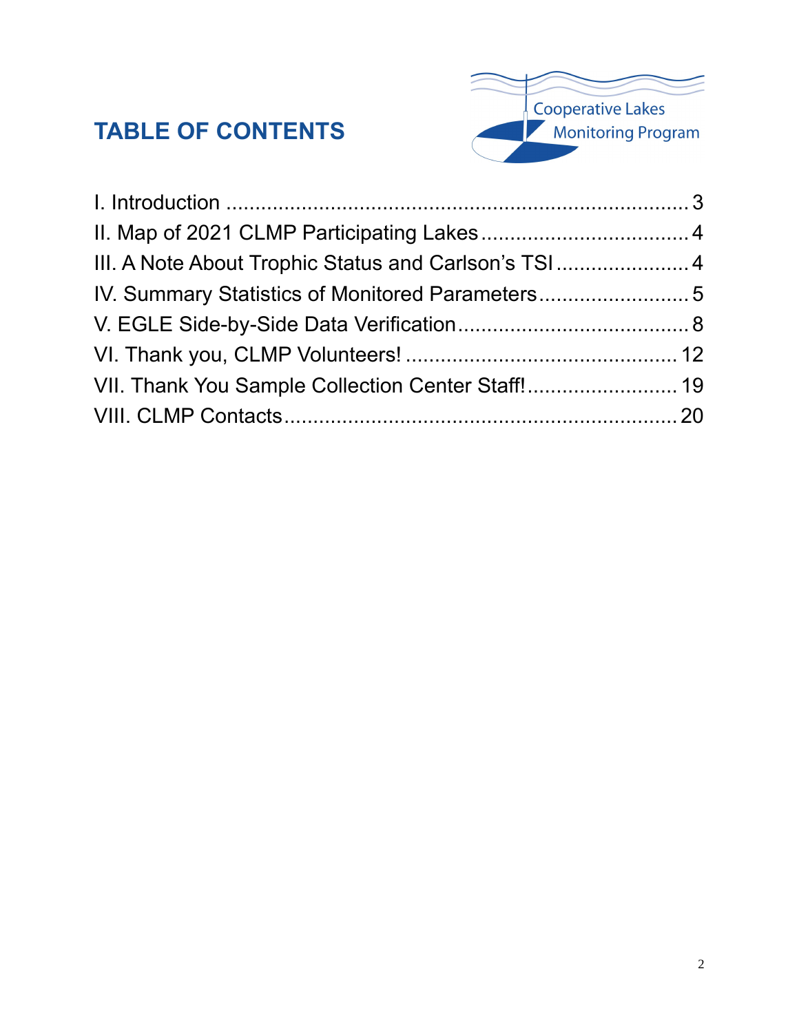# TABLE OF CONTENTS

Cooperative Lakes Monitoring Program

I. Introduction ............................................................................ 3
II. Map of 2021 CLMP Participating Lakes .................................... 4
III. A Note About Trophic Status and Carlson's TSI ....................... 4
IV. Summary Statistics of Monitored Parameters .......................... 5
V. EGLE Side-by-Side Data Verification ........................................ 8
VI. Thank you, CLMP Volunteers! ............................................... 12
VII. Thank You Sample Collection Center Staff! .......................... 19
VIII. CLMP Contacts ................................................................... 20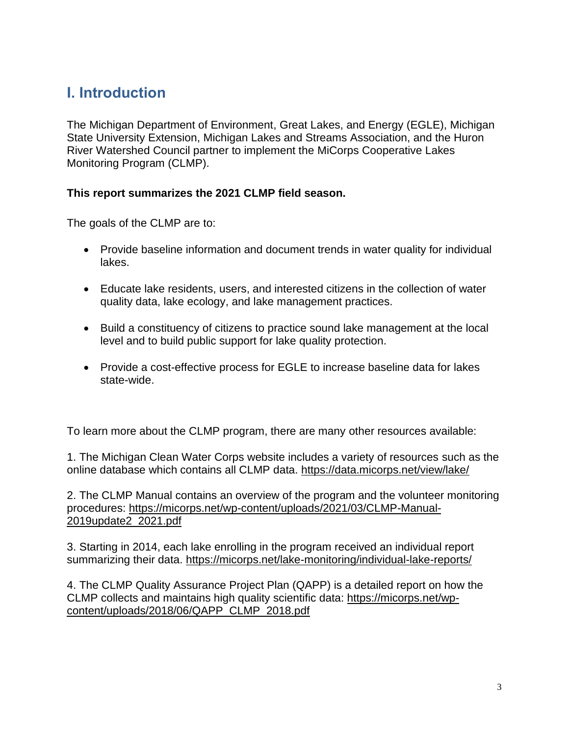# I. Introduction

The Michigan Department of Environment, Great Lakes, and Energy (EGLE), Michigan State University Extension, Michigan Lakes and Streams Association, and the Huron River Watershed Council partner to implement the MiCorps Cooperative Lakes Monitoring Program (CLMP).

**This report summarizes the 2021 CLMP field season.**

The goals of the CLMP are to:

- Provide baseline information and document trends in water quality for individual lakes.
- Educate lake residents, users, and interested citizens in the collection of water quality data, lake ecology, and lake management practices.
- Build a constituency of citizens to practice sound lake management at the local level and to build public support for lake quality protection.
- Provide a cost-effective process for EGLE to increase baseline data for lakes state-wide.

To learn more about the CLMP program, there are many other resources available:

1. The Michigan Clean Water Corps website includes a variety of resources such as the online database which contains all CLMP data. https://data.micorps.net/view/lake/

2. The CLMP Manual contains an overview of the program and the volunteer monitoring procedures: https://micorps.net/wp-content/uploads/2021/03/CLMP-Manual-2019update2_2021.pdf

3. Starting in 2014, each lake enrolling in the program received an individual report summarizing their data. https://micorps.net/lake-monitoring/individual-lake-reports/

4. The CLMP Quality Assurance Project Plan (QAPP) is a detailed report on how the CLMP collects and maintains high quality scientific data: https://micorps.net/wp-content/uploads/2018/06/QAPP_CLMP_2018.pdf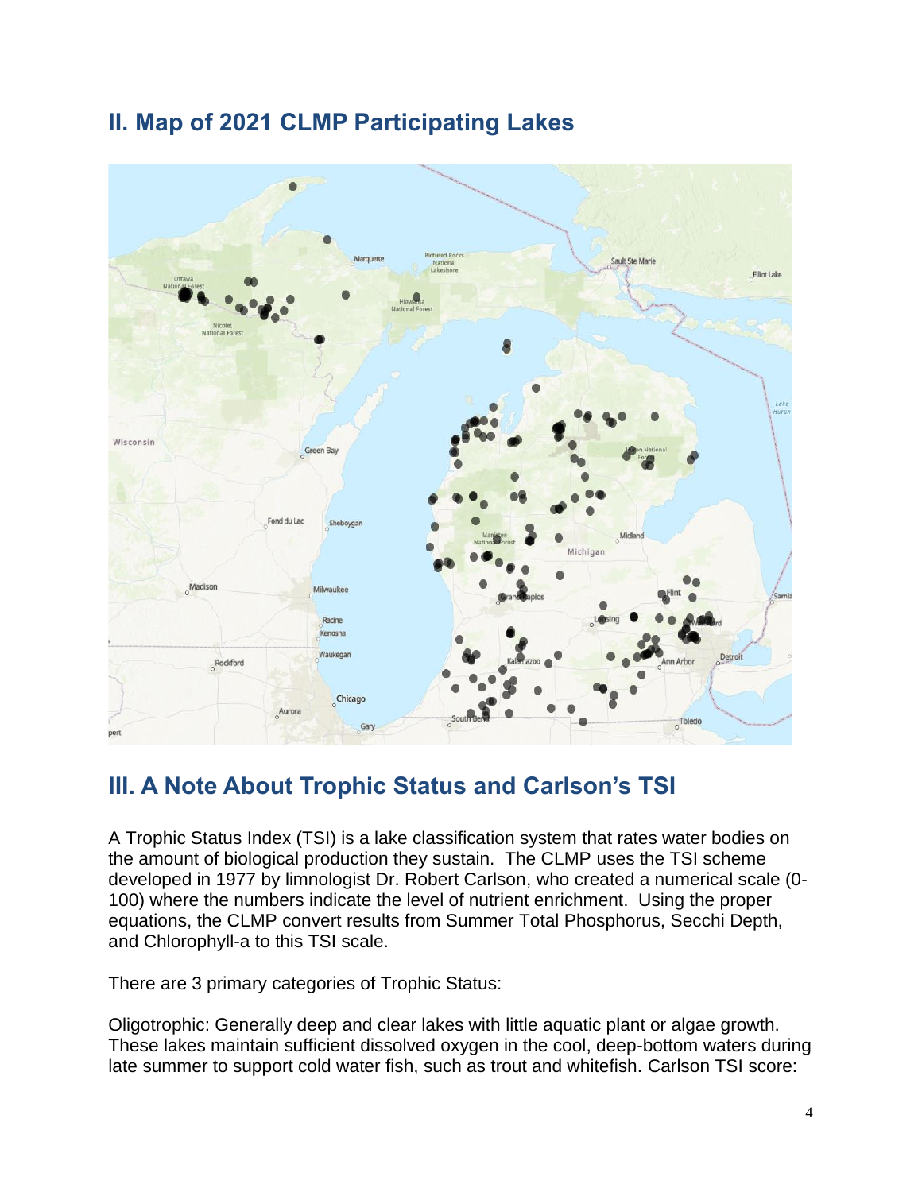## II. Map of 2021 CLMP Participating Lakes

## III. A Note About Trophic Status and Carlson's TSI

A Trophic Status Index (TSI) is a lake classification system that rates water bodies on the amount of biological production they sustain. The CLMP uses the TSI scheme developed in 1977 by limnologist Dr. Robert Carlson, who created a numerical scale (0-100) where the numbers indicate the level of nutrient enrichment. Using the proper equations, the CLMP convert results from Summer Total Phosphorus, Secchi Depth, and Chlorophyll-a to this TSI scale.

There are 3 primary categories of Trophic Status:

Oligotrophic: Generally deep and clear lakes with little aquatic plant or algae growth. These lakes maintain sufficient dissolved oxygen in the cool, deep-bottom waters during late summer to support cold water fish, such as trout and whitefish. Carlson TSI score: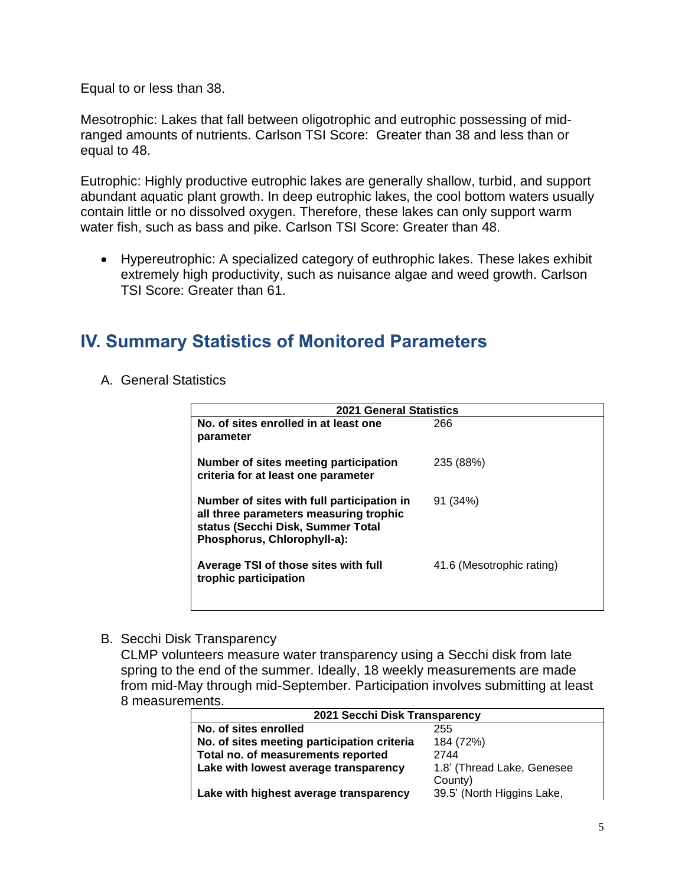Equal to or less than 38.

Mesotrophic: Lakes that fall between oligotrophic and eutrophic possessing of mid-ranged amounts of nutrients. Carlson TSI Score:  Greater than 38 and less than or equal to 48.

Eutrophic: Highly productive eutrophic lakes are generally shallow, turbid, and support abundant aquatic plant growth. In deep eutrophic lakes, the cool bottom waters usually contain little or no dissolved oxygen. Therefore, these lakes can only support warm water fish, such as bass and pike. Carlson TSI Score: Greater than 48.

- Hypereutrophic: A specialized category of euthrophic lakes. These lakes exhibit extremely high productivity, such as nuisance algae and weed growth. Carlson TSI Score: Greater than 61.

## IV. Summary Statistics of Monitored Parameters

A. General Statistics

| 2021 General Statistics | |
|---|---|
| **No. of sites enrolled in at least one parameter** | 266 |
| **Number of sites meeting participation criteria for at least one parameter** | 235 (88%) |
| **Number of sites with full participation in all three parameters measuring trophic status (Secchi Disk, Summer Total Phosphorus, Chlorophyll-a):** | 91 (34%) |
| **Average TSI of those sites with full trophic participation** | 41.6 (Mesotrophic rating) |

B. Secchi Disk Transparency

CLMP volunteers measure water transparency using a Secchi disk from late spring to the end of the summer. Ideally, 18 weekly measurements are made from mid-May through mid-September. Participation involves submitting at least 8 measurements.

| 2021 Secchi Disk Transparency | |
|---|---|
| **No. of sites enrolled** | 255 |
| **No. of sites meeting participation criteria** | 184 (72%) |
| **Total no. of measurements reported** | 2744 |
| **Lake with lowest average transparency** | 1.8' (Thread Lake, Genesee County) |
| **Lake with highest average transparency** | 39.5' (North Higgins Lake, |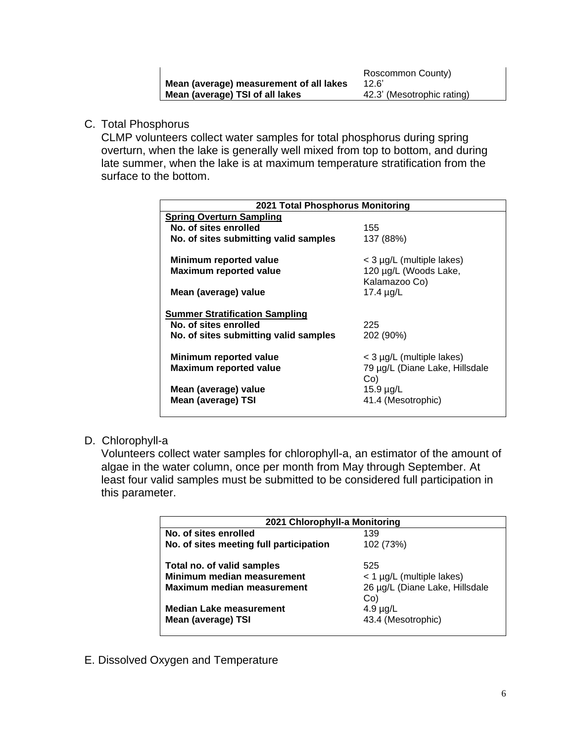| | |
|---|---|
| | Roscommon County) |
| **Mean (average) measurement of all lakes** | 12.6' |
| **Mean (average) TSI of all lakes** | 42.3' (Mesotrophic rating) |

C. Total Phosphorus

CLMP volunteers collect water samples for total phosphorus during spring overturn, when the lake is generally well mixed from top to bottom, and during late summer, when the lake is at maximum temperature stratification from the surface to the bottom.

| **2021 Total Phosphorus Monitoring** | |
|---|---|
| **Spring Overturn Sampling** | |
| **No. of sites enrolled** | 155 |
| **No. of sites submitting valid samples** | 137 (88%) |
| **Minimum reported value** | < 3 µg/L (multiple lakes) |
| **Maximum reported value** | 120 µg/L (Woods Lake, Kalamazoo Co) |
| **Mean (average) value** | 17.4 µg/L |
| **Summer Stratification Sampling** | |
| **No. of sites enrolled** | 225 |
| **No. of sites submitting valid samples** | 202 (90%) |
| **Minimum reported value** | < 3 µg/L (multiple lakes) |
| **Maximum reported value** | 79 µg/L (Diane Lake, Hillsdale Co) |
| **Mean (average) value** | 15.9 µg/L |
| **Mean (average) TSI** | 41.4 (Mesotrophic) |

D. Chlorophyll-a

Volunteers collect water samples for chlorophyll-a, an estimator of the amount of algae in the water column, once per month from May through September. At least four valid samples must be submitted to be considered full participation in this parameter.

| **2021 Chlorophyll-a Monitoring** | |
|---|---|
| **No. of sites enrolled** | 139 |
| **No. of sites meeting full participation** | 102 (73%) |
| **Total no. of valid samples** | 525 |
| **Minimum median measurement** | < 1 µg/L (multiple lakes) |
| **Maximum median measurement** | 26 µg/L (Diane Lake, Hillsdale Co) |
| **Median Lake measurement** | 4.9 µg/L |
| **Mean (average) TSI** | 43.4 (Mesotrophic) |

E. Dissolved Oxygen and Temperature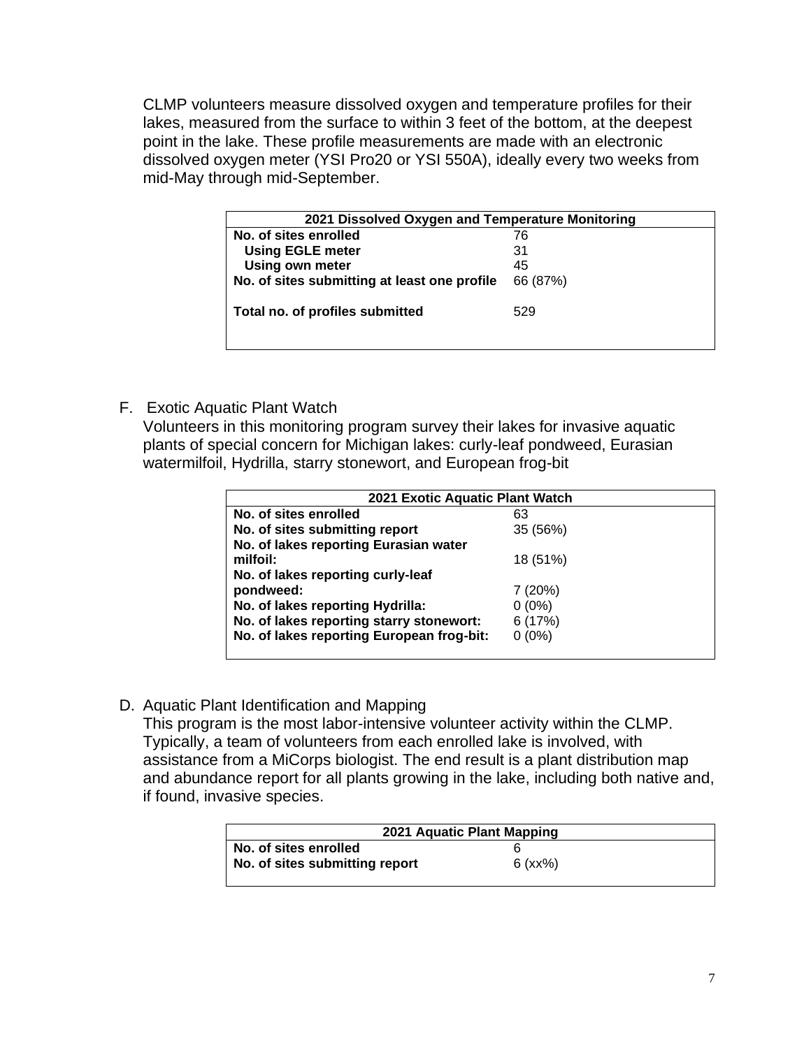CLMP volunteers measure dissolved oxygen and temperature profiles for their lakes, measured from the surface to within 3 feet of the bottom, at the deepest point in the lake. These profile measurements are made with an electronic dissolved oxygen meter (YSI Pro20 or YSI 550A), ideally every two weeks from mid-May through mid-September.

| 2021 Dissolved Oxygen and Temperature Monitoring | |
|---|---|
| **No. of sites enrolled** | 76 |
| **Using EGLE meter** | 31 |
| **Using own meter** | 45 |
| **No. of sites submitting at least one profile** | 66 (87%) |
| **Total no. of profiles submitted** | 529 |

F. Exotic Aquatic Plant Watch

Volunteers in this monitoring program survey their lakes for invasive aquatic plants of special concern for Michigan lakes: curly-leaf pondweed, Eurasian watermilfoil, Hydrilla, starry stonewort, and European frog-bit

| 2021 Exotic Aquatic Plant Watch | |
|---|---|
| **No. of sites enrolled** | 63 |
| **No. of sites submitting report** | 35 (56%) |
| **No. of lakes reporting Eurasian water milfoil:** | 18 (51%) |
| **No. of lakes reporting curly-leaf pondweed:** | 7 (20%) |
| **No. of lakes reporting Hydrilla:** | 0 (0%) |
| **No. of lakes reporting starry stonewort:** | 6 (17%) |
| **No. of lakes reporting European frog-bit:** | 0 (0%) |

D. Aquatic Plant Identification and Mapping

This program is the most labor-intensive volunteer activity within the CLMP. Typically, a team of volunteers from each enrolled lake is involved, with assistance from a MiCorps biologist. The end result is a plant distribution map and abundance report for all plants growing in the lake, including both native and, if found, invasive species.

| 2021 Aquatic Plant Mapping | |
|---|---|
| **No. of sites enrolled** | 6 |
| **No. of sites submitting report** | 6 (xx%) |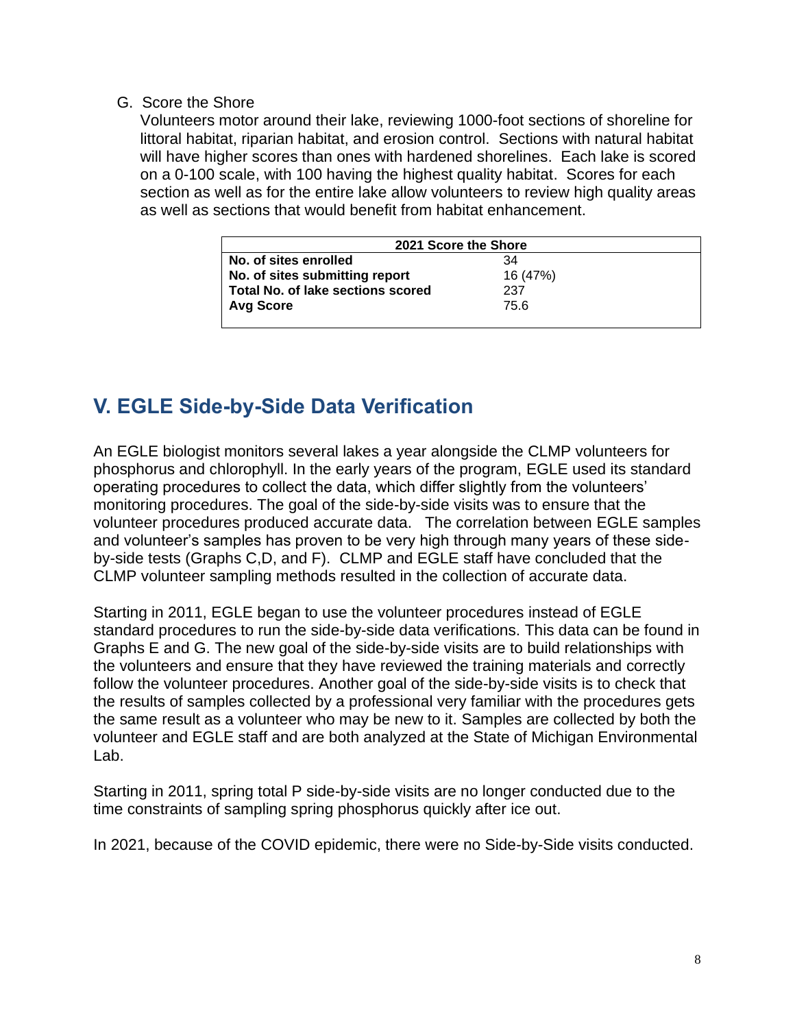G. Score the Shore

Volunteers motor around their lake, reviewing 1000-foot sections of shoreline for littoral habitat, riparian habitat, and erosion control. Sections with natural habitat will have higher scores than ones with hardened shorelines. Each lake is scored on a 0-100 scale, with 100 having the highest quality habitat. Scores for each section as well as for the entire lake allow volunteers to review high quality areas as well as sections that would benefit from habitat enhancement.

| 2021 Score the Shore | |
|---|---|
| **No. of sites enrolled** | 34 |
| **No. of sites submitting report** | 16 (47%) |
| **Total No. of lake sections scored** | 237 |
| **Avg Score** | 75.6 |

## V. EGLE Side-by-Side Data Verification

An EGLE biologist monitors several lakes a year alongside the CLMP volunteers for phosphorus and chlorophyll. In the early years of the program, EGLE used its standard operating procedures to collect the data, which differ slightly from the volunteers' monitoring procedures. The goal of the side-by-side visits was to ensure that the volunteer procedures produced accurate data. The correlation between EGLE samples and volunteer's samples has proven to be very high through many years of these side-by-side tests (Graphs C,D, and F). CLMP and EGLE staff have concluded that the CLMP volunteer sampling methods resulted in the collection of accurate data.

Starting in 2011, EGLE began to use the volunteer procedures instead of EGLE standard procedures to run the side-by-side data verifications. This data can be found in Graphs E and G. The new goal of the side-by-side visits are to build relationships with the volunteers and ensure that they have reviewed the training materials and correctly follow the volunteer procedures. Another goal of the side-by-side visits is to check that the results of samples collected by a professional very familiar with the procedures gets the same result as a volunteer who may be new to it. Samples are collected by both the volunteer and EGLE staff and are both analyzed at the State of Michigan Environmental Lab.

Starting in 2011, spring total P side-by-side visits are no longer conducted due to the time constraints of sampling spring phosphorus quickly after ice out.

In 2021, because of the COVID epidemic, there were no Side-by-Side visits conducted.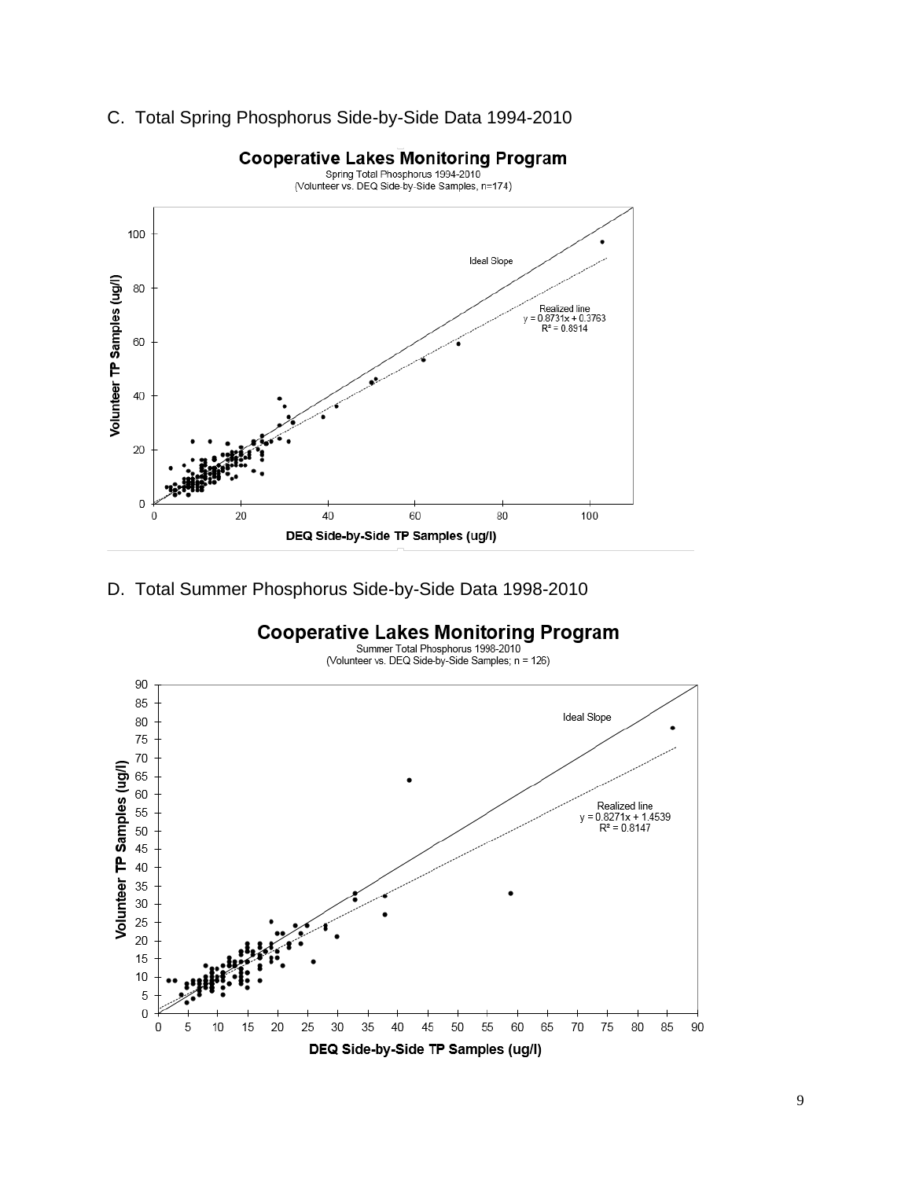C. Total Spring Phosphorus Side-by-Side Data 1994-2010

**Cooperative Lakes Monitoring Program**

Spring Total Phosphorus 1994-2010
(Volunteer vs. DEQ Side-by-Side Samples, n=174)

Ideal Slope

Realized line
$y = 0.8731x + 0.3763$
$R^2 = 0.8914$

Volunteer TP Samples (ug/l)

DEQ Side-by-Side TP Samples (ug/l)

D. Total Summer Phosphorus Side-by-Side Data 1998-2010

**Cooperative Lakes Monitoring Program**

Summer Total Phosphorus 1998-2010
(Volunteer vs. DEQ Side-by-Side Samples; n = 126)

Ideal Slope

Realized line
$y = 0.8271x + 1.4539$
$R^2 = 0.8147$

Volunteer TP Samples (ug/l)

DEQ Side-by-Side TP Samples (ug/l)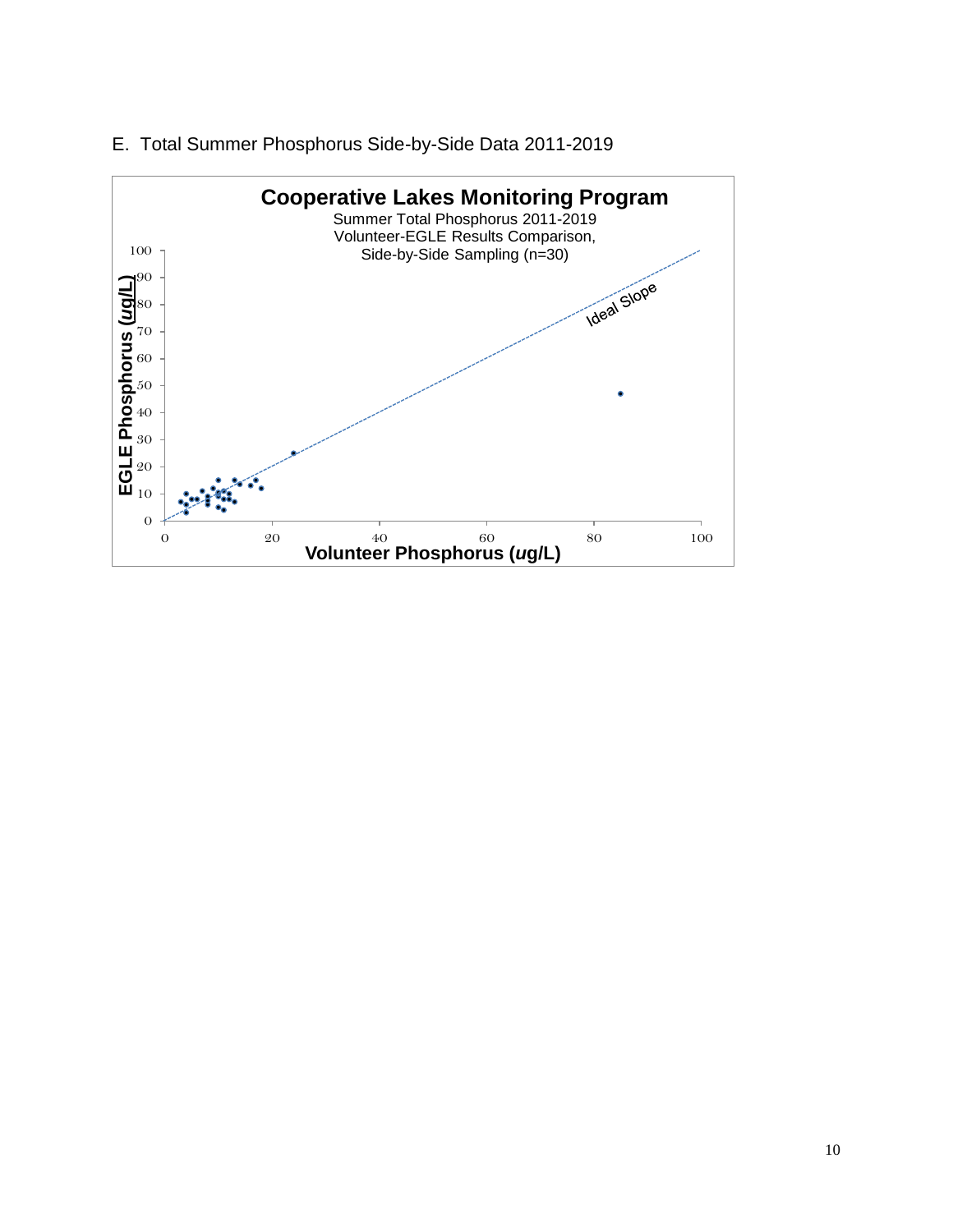E. Total Summer Phosphorus Side-by-Side Data 2011-2019

**Cooperative Lakes Monitoring Program**

Summer Total Phosphorus 2011-2019
Volunteer-EGLE Results Comparison,
Side-by-Side Sampling (n=30)

Ideal Slope

EGLE Phosphorus (*ug*/L)

Volunteer Phosphorus (*ug*/L)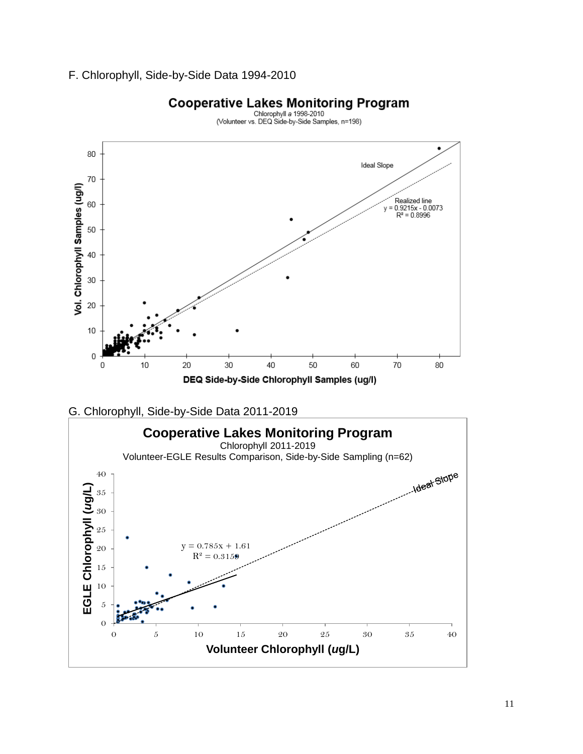F. Chlorophyll, Side-by-Side Data 1994-2010

**Cooperative Lakes Monitoring Program**

Chlorophyll *a* 1998-2010

(Volunteer vs. DEQ Side-by-Side Samples, n=198)

Ideal Slope

Realized line
$y = 0.9215x - 0.0073$
$R^2 = 0.8996$

Vol. Chlorophyll Samples (ug/l)

DEQ Side-by-Side Chlorophyll Samples (ug/l)

G. Chlorophyll, Side-by-Side Data 2011-2019

**Cooperative Lakes Monitoring Program**

Chlorophyll 2011-2019

Volunteer-EGLE Results Comparison, Side-by-Side Sampling (n=62)

Ideal Slope

$y = 0.785x + 1.61$
$R^2 = 0.3159$

EGLE Chlorophyll (*u*g/L)

Volunteer Chlorophyll (*u*g/L)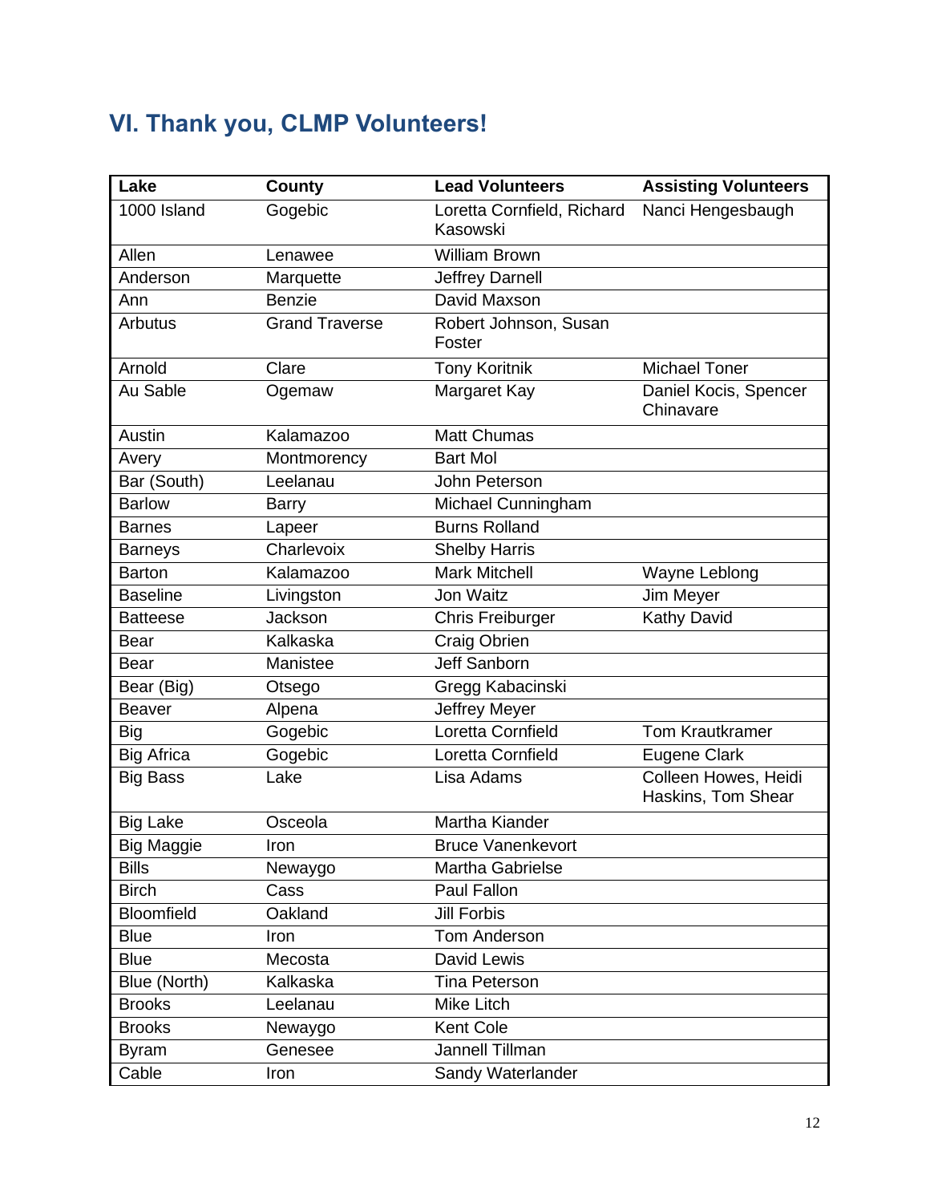## VI. Thank you, CLMP Volunteers!

| Lake | County | Lead Volunteers | Assisting Volunteers |
|---|---|---|---|
| 1000 Island | Gogebic | Loretta Cornfield, Richard Kasowski | Nanci Hengesbaugh |
| Allen | Lenawee | William Brown | |
| Anderson | Marquette | Jeffrey Darnell | |
| Ann | Benzie | David Maxson | |
| Arbutus | Grand Traverse | Robert Johnson, Susan Foster | |
| Arnold | Clare | Tony Koritnik | Michael Toner |
| Au Sable | Ogemaw | Margaret Kay | Daniel Kocis, Spencer Chinavare |
| Austin | Kalamazoo | Matt Chumas | |
| Avery | Montmorency | Bart Mol | |
| Bar (South) | Leelanau | John Peterson | |
| Barlow | Barry | Michael Cunningham | |
| Barnes | Lapeer | Burns Rolland | |
| Barneys | Charlevoix | Shelby Harris | |
| Barton | Kalamazoo | Mark Mitchell | Wayne Leblong |
| Baseline | Livingston | Jon Waitz | Jim Meyer |
| Batteese | Jackson | Chris Freiburger | Kathy David |
| Bear | Kalkaska | Craig Obrien | |
| Bear | Manistee | Jeff Sanborn | |
| Bear (Big) | Otsego | Gregg Kabacinski | |
| Beaver | Alpena | Jeffrey Meyer | |
| Big | Gogebic | Loretta Cornfield | Tom Krautkramer |
| Big Africa | Gogebic | Loretta Cornfield | Eugene Clark |
| Big Bass | Lake | Lisa Adams | Colleen Howes, Heidi Haskins, Tom Shear |
| Big Lake | Osceola | Martha Kiander | |
| Big Maggie | Iron | Bruce Vanenkevort | |
| Bills | Newaygo | Martha Gabrielse | |
| Birch | Cass | Paul Fallon | |
| Bloomfield | Oakland | Jill Forbis | |
| Blue | Iron | Tom Anderson | |
| Blue | Mecosta | David Lewis | |
| Blue (North) | Kalkaska | Tina Peterson | |
| Brooks | Leelanau | Mike Litch | |
| Brooks | Newaygo | Kent Cole | |
| Byram | Genesee | Jannell Tillman | |
| Cable | Iron | Sandy Waterlander | |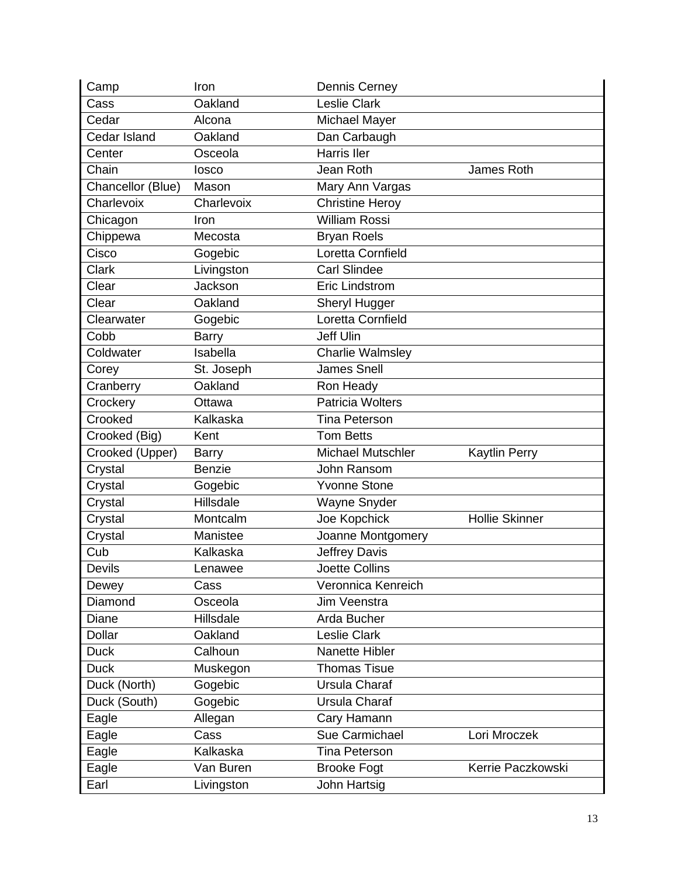| Camp | Iron | Dennis Cerney | |
|---|---|---|---|
| Cass | Oakland | Leslie Clark | |
| Cedar | Alcona | Michael Mayer | |
| Cedar Island | Oakland | Dan Carbaugh | |
| Center | Osceola | Harris Iler | |
| Chain | Iosco | Jean Roth | James Roth |
| Chancellor (Blue) | Mason | Mary Ann Vargas | |
| Charlevoix | Charlevoix | Christine Heroy | |
| Chicagon | Iron | William Rossi | |
| Chippewa | Mecosta | Bryan Roels | |
| Cisco | Gogebic | Loretta Cornfield | |
| Clark | Livingston | Carl Slindee | |
| Clear | Jackson | Eric Lindstrom | |
| Clear | Oakland | Sheryl Hugger | |
| Clearwater | Gogebic | Loretta Cornfield | |
| Cobb | Barry | Jeff Ulin | |
| Coldwater | Isabella | Charlie Walmsley | |
| Corey | St. Joseph | James Snell | |
| Cranberry | Oakland | Ron Heady | |
| Crockery | Ottawa | Patricia Wolters | |
| Crooked | Kalkaska | Tina Peterson | |
| Crooked (Big) | Kent | Tom Betts | |
| Crooked (Upper) | Barry | Michael Mutschler | Kaytlin Perry |
| Crystal | Benzie | John Ransom | |
| Crystal | Gogebic | Yvonne Stone | |
| Crystal | Hillsdale | Wayne Snyder | |
| Crystal | Montcalm | Joe Kopchick | Hollie Skinner |
| Crystal | Manistee | Joanne Montgomery | |
| Cub | Kalkaska | Jeffrey Davis | |
| Devils | Lenawee | Joette Collins | |
| Dewey | Cass | Veronnica Kenreich | |
| Diamond | Osceola | Jim Veenstra | |
| Diane | Hillsdale | Arda Bucher | |
| Dollar | Oakland | Leslie Clark | |
| Duck | Calhoun | Nanette Hibler | |
| Duck | Muskegon | Thomas Tisue | |
| Duck (North) | Gogebic | Ursula Charaf | |
| Duck (South) | Gogebic | Ursula Charaf | |
| Eagle | Allegan | Cary Hamann | |
| Eagle | Cass | Sue Carmichael | Lori Mroczek |
| Eagle | Kalkaska | Tina Peterson | |
| Eagle | Van Buren | Brooke Fogt | Kerrie Paczkowski |
| Earl | Livingston | John Hartsig | |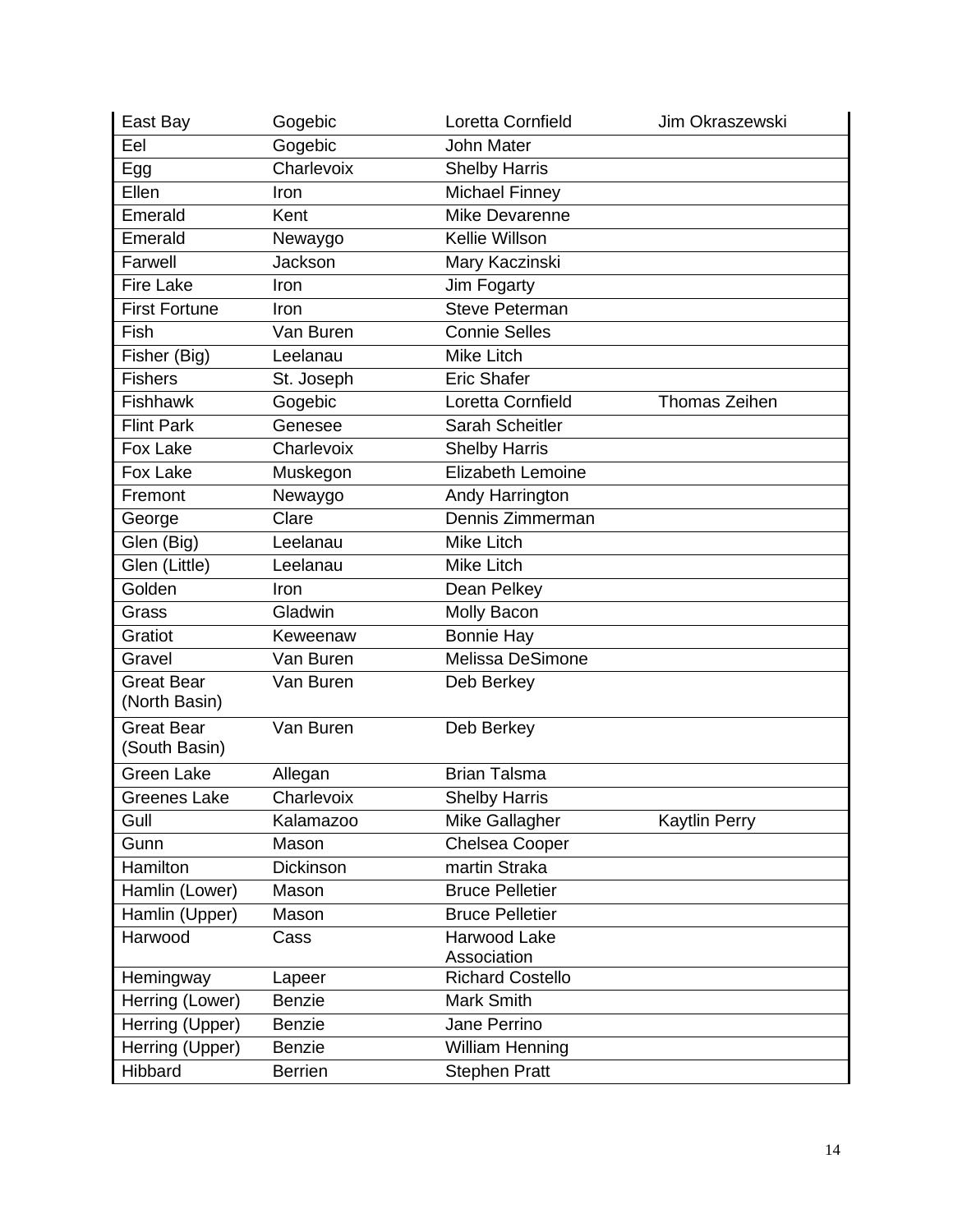| | | | |
|---|---|---|---|
| East Bay | Gogebic | Loretta Cornfield | Jim Okraszewski |
| Eel | Gogebic | John Mater | |
| Egg | Charlevoix | Shelby Harris | |
| Ellen | Iron | Michael Finney | |
| Emerald | Kent | Mike Devarenne | |
| Emerald | Newaygo | Kellie Willson | |
| Farwell | Jackson | Mary Kaczinski | |
| Fire Lake | Iron | Jim Fogarty | |
| First Fortune | Iron | Steve Peterman | |
| Fish | Van Buren | Connie Selles | |
| Fisher (Big) | Leelanau | Mike Litch | |
| Fishers | St. Joseph | Eric Shafer | |
| Fishhawk | Gogebic | Loretta Cornfield | Thomas Zeihen |
| Flint Park | Genesee | Sarah Scheitler | |
| Fox Lake | Charlevoix | Shelby Harris | |
| Fox Lake | Muskegon | Elizabeth Lemoine | |
| Fremont | Newaygo | Andy Harrington | |
| George | Clare | Dennis Zimmerman | |
| Glen (Big) | Leelanau | Mike Litch | |
| Glen (Little) | Leelanau | Mike Litch | |
| Golden | Iron | Dean Pelkey | |
| Grass | Gladwin | Molly Bacon | |
| Gratiot | Keweenaw | Bonnie Hay | |
| Gravel | Van Buren | Melissa DeSimone | |
| Great Bear (North Basin) | Van Buren | Deb Berkey | |
| Great Bear (South Basin) | Van Buren | Deb Berkey | |
| Green Lake | Allegan | Brian Talsma | |
| Greenes Lake | Charlevoix | Shelby Harris | |
| Gull | Kalamazoo | Mike Gallagher | Kaytlin Perry |
| Gunn | Mason | Chelsea Cooper | |
| Hamilton | Dickinson | martin Straka | |
| Hamlin (Lower) | Mason | Bruce Pelletier | |
| Hamlin (Upper) | Mason | Bruce Pelletier | |
| Harwood | Cass | Harwood Lake Association | |
| Hemingway | Lapeer | Richard Costello | |
| Herring (Lower) | Benzie | Mark Smith | |
| Herring (Upper) | Benzie | Jane Perrino | |
| Herring (Upper) | Benzie | William Henning | |
| Hibbard | Berrien | Stephen Pratt | |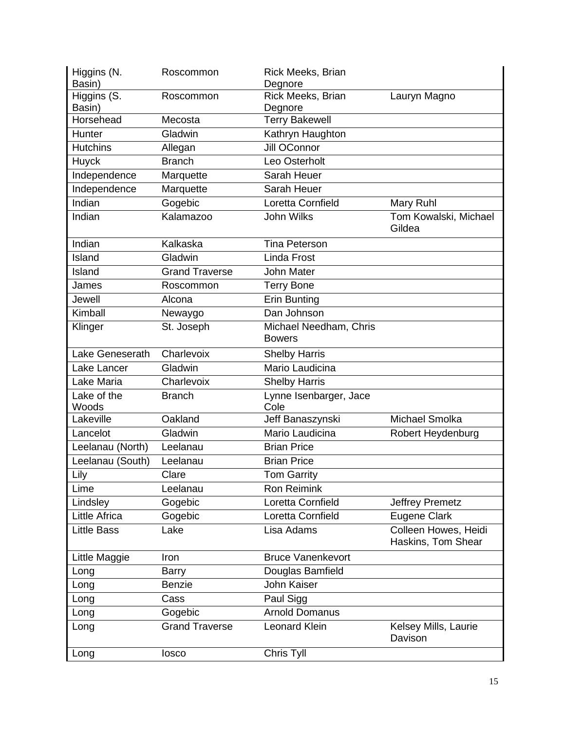| | | | |
|---|---|---|---|
| Higgins (N. Basin) | Roscommon | Rick Meeks, Brian Degnore | |
| Higgins (S. Basin) | Roscommon | Rick Meeks, Brian Degnore | Lauryn Magno |
| Horsehead | Mecosta | Terry Bakewell | |
| Hunter | Gladwin | Kathryn Haughton | |
| Hutchins | Allegan | Jill OConnor | |
| Huyck | Branch | Leo Osterholt | |
| Independence | Marquette | Sarah Heuer | |
| Independence | Marquette | Sarah Heuer | |
| Indian | Gogebic | Loretta Cornfield | Mary Ruhl |
| Indian | Kalamazoo | John Wilks | Tom Kowalski, Michael Gildea |
| Indian | Kalkaska | Tina Peterson | |
| Island | Gladwin | Linda Frost | |
| Island | Grand Traverse | John Mater | |
| James | Roscommon | Terry Bone | |
| Jewell | Alcona | Erin Bunting | |
| Kimball | Newaygo | Dan Johnson | |
| Klinger | St. Joseph | Michael Needham, Chris Bowers | |
| Lake Geneserath | Charlevoix | Shelby Harris | |
| Lake Lancer | Gladwin | Mario Laudicina | |
| Lake Maria | Charlevoix | Shelby Harris | |
| Lake of the Woods | Branch | Lynne Isenbarger, Jace Cole | |
| Lakeville | Oakland | Jeff Banaszynski | Michael Smolka |
| Lancelot | Gladwin | Mario Laudicina | Robert Heydenburg |
| Leelanau (North) | Leelanau | Brian Price | |
| Leelanau (South) | Leelanau | Brian Price | |
| Lily | Clare | Tom Garrity | |
| Lime | Leelanau | Ron Reimink | |
| Lindsley | Gogebic | Loretta Cornfield | Jeffrey Premetz |
| Little Africa | Gogebic | Loretta Cornfield | Eugene Clark |
| Little Bass | Lake | Lisa Adams | Colleen Howes, Heidi Haskins, Tom Shear |
| Little Maggie | Iron | Bruce Vanenkevort | |
| Long | Barry | Douglas Bamfield | |
| Long | Benzie | John Kaiser | |
| Long | Cass | Paul Sigg | |
| Long | Gogebic | Arnold Domanus | |
| Long | Grand Traverse | Leonard Klein | Kelsey Mills, Laurie Davison |
| Long | Iosco | Chris Tyll | |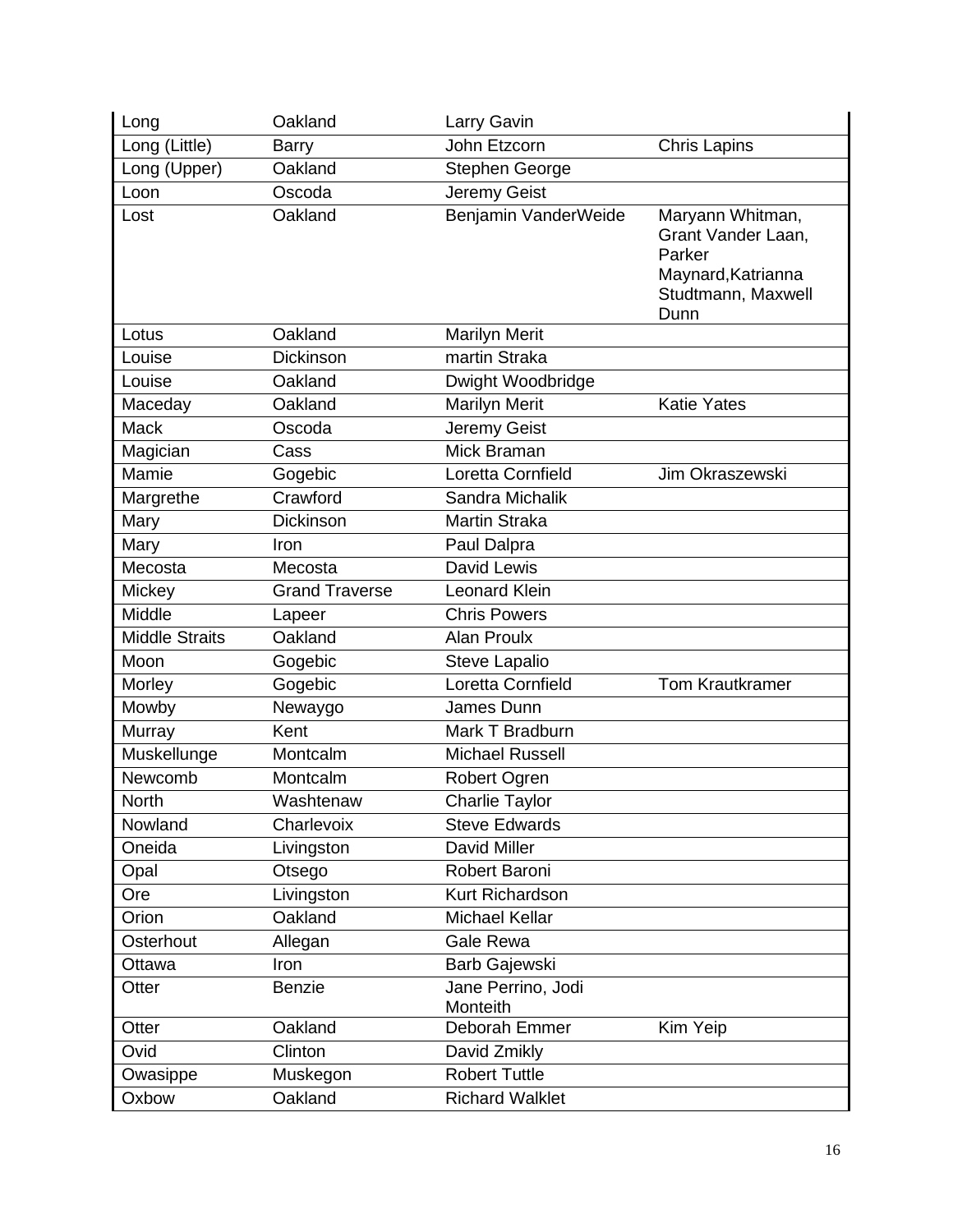| Long | Oakland | Larry Gavin | |
|---|---|---|---|
| Long (Little) | Barry | John Etzcorn | Chris Lapins |
| Long (Upper) | Oakland | Stephen George | |
| Loon | Oscoda | Jeremy Geist | |
| Lost | Oakland | Benjamin VanderWeide | Maryann Whitman, Grant Vander Laan, Parker Maynard,Katrianna Studtmann, Maxwell Dunn |
| Lotus | Oakland | Marilyn Merit | |
| Louise | Dickinson | martin Straka | |
| Louise | Oakland | Dwight Woodbridge | |
| Maceday | Oakland | Marilyn Merit | Katie Yates |
| Mack | Oscoda | Jeremy Geist | |
| Magician | Cass | Mick Braman | |
| Mamie | Gogebic | Loretta Cornfield | Jim Okraszewski |
| Margrethe | Crawford | Sandra Michalik | |
| Mary | Dickinson | Martin Straka | |
| Mary | Iron | Paul Dalpra | |
| Mecosta | Mecosta | David Lewis | |
| Mickey | Grand Traverse | Leonard Klein | |
| Middle | Lapeer | Chris Powers | |
| Middle Straits | Oakland | Alan Proulx | |
| Moon | Gogebic | Steve Lapalio | |
| Morley | Gogebic | Loretta Cornfield | Tom Krautkramer |
| Mowby | Newaygo | James Dunn | |
| Murray | Kent | Mark T Bradburn | |
| Muskellunge | Montcalm | Michael Russell | |
| Newcomb | Montcalm | Robert Ogren | |
| North | Washtenaw | Charlie Taylor | |
| Nowland | Charlevoix | Steve Edwards | |
| Oneida | Livingston | David Miller | |
| Opal | Otsego | Robert Baroni | |
| Ore | Livingston | Kurt Richardson | |
| Orion | Oakland | Michael Kellar | |
| Osterhout | Allegan | Gale Rewa | |
| Ottawa | Iron | Barb Gajewski | |
| Otter | Benzie | Jane Perrino, Jodi Monteith | |
| Otter | Oakland | Deborah Emmer | Kim Yeip |
| Ovid | Clinton | David Zmikly | |
| Owasippe | Muskegon | Robert Tuttle | |
| Oxbow | Oakland | Richard Walklet | |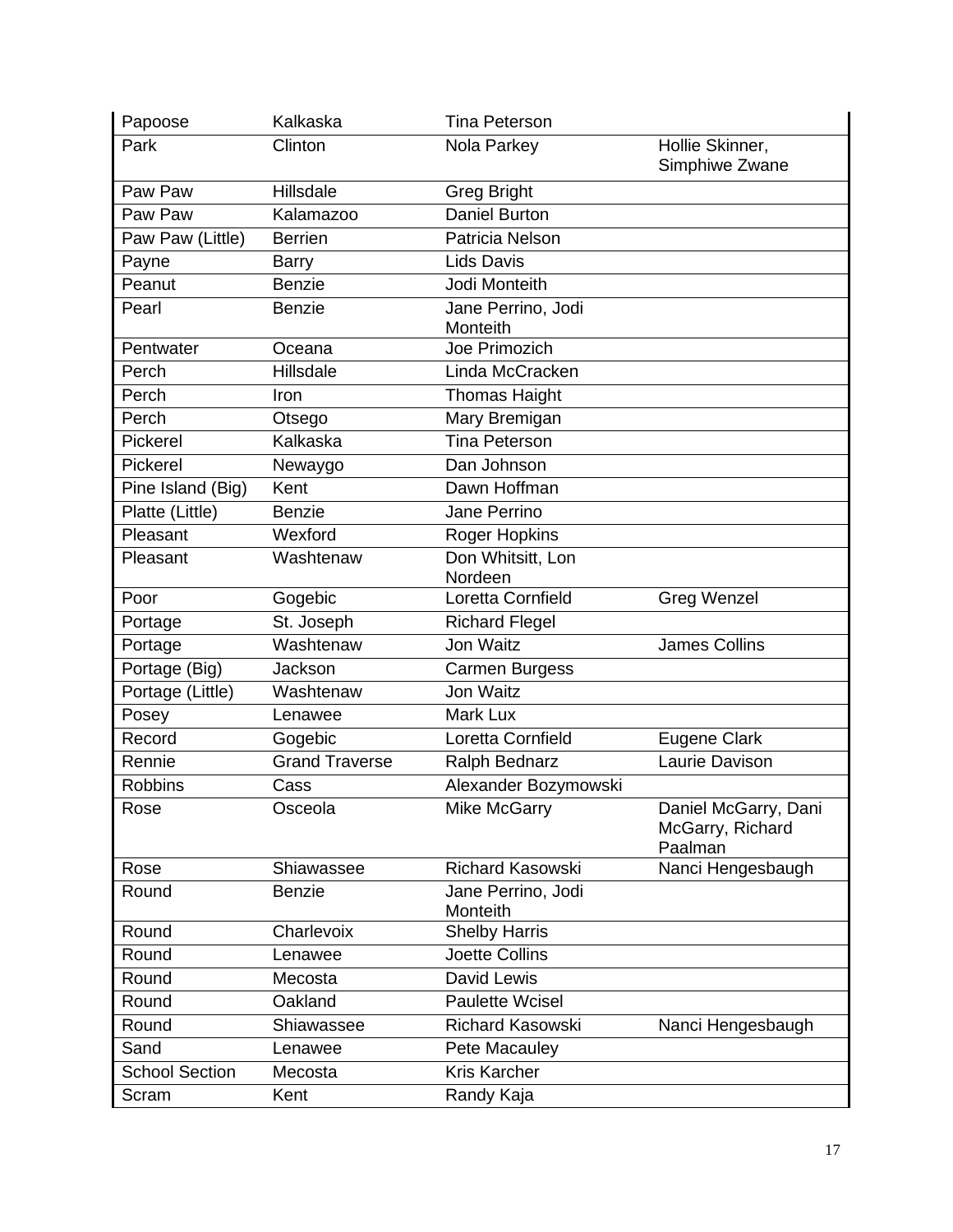| | | | |
|---|---|---|---|
| Papoose | Kalkaska | Tina Peterson | |
| Park | Clinton | Nola Parkey | Hollie Skinner, Simphiwe Zwane |
| Paw Paw | Hillsdale | Greg Bright | |
| Paw Paw | Kalamazoo | Daniel Burton | |
| Paw Paw (Little) | Berrien | Patricia Nelson | |
| Payne | Barry | Lids Davis | |
| Peanut | Benzie | Jodi Monteith | |
| Pearl | Benzie | Jane Perrino, Jodi Monteith | |
| Pentwater | Oceana | Joe Primozich | |
| Perch | Hillsdale | Linda McCracken | |
| Perch | Iron | Thomas Haight | |
| Perch | Otsego | Mary Bremigan | |
| Pickerel | Kalkaska | Tina Peterson | |
| Pickerel | Newaygo | Dan Johnson | |
| Pine Island (Big) | Kent | Dawn Hoffman | |
| Platte (Little) | Benzie | Jane Perrino | |
| Pleasant | Wexford | Roger Hopkins | |
| Pleasant | Washtenaw | Don Whitsitt, Lon Nordeen | |
| Poor | Gogebic | Loretta Cornfield | Greg Wenzel |
| Portage | St. Joseph | Richard Flegel | |
| Portage | Washtenaw | Jon Waitz | James Collins |
| Portage (Big) | Jackson | Carmen Burgess | |
| Portage (Little) | Washtenaw | Jon Waitz | |
| Posey | Lenawee | Mark Lux | |
| Record | Gogebic | Loretta Cornfield | Eugene Clark |
| Rennie | Grand Traverse | Ralph Bednarz | Laurie Davison |
| Robbins | Cass | Alexander Bozymowski | |
| Rose | Osceola | Mike McGarry | Daniel McGarry, Dani McGarry, Richard Paalman |
| Rose | Shiawassee | Richard Kasowski | Nanci Hengesbaugh |
| Round | Benzie | Jane Perrino, Jodi Monteith | |
| Round | Charlevoix | Shelby Harris | |
| Round | Lenawee | Joette Collins | |
| Round | Mecosta | David Lewis | |
| Round | Oakland | Paulette Wcisel | |
| Round | Shiawassee | Richard Kasowski | Nanci Hengesbaugh |
| Sand | Lenawee | Pete Macauley | |
| School Section | Mecosta | Kris Karcher | |
| Scram | Kent | Randy Kaja | |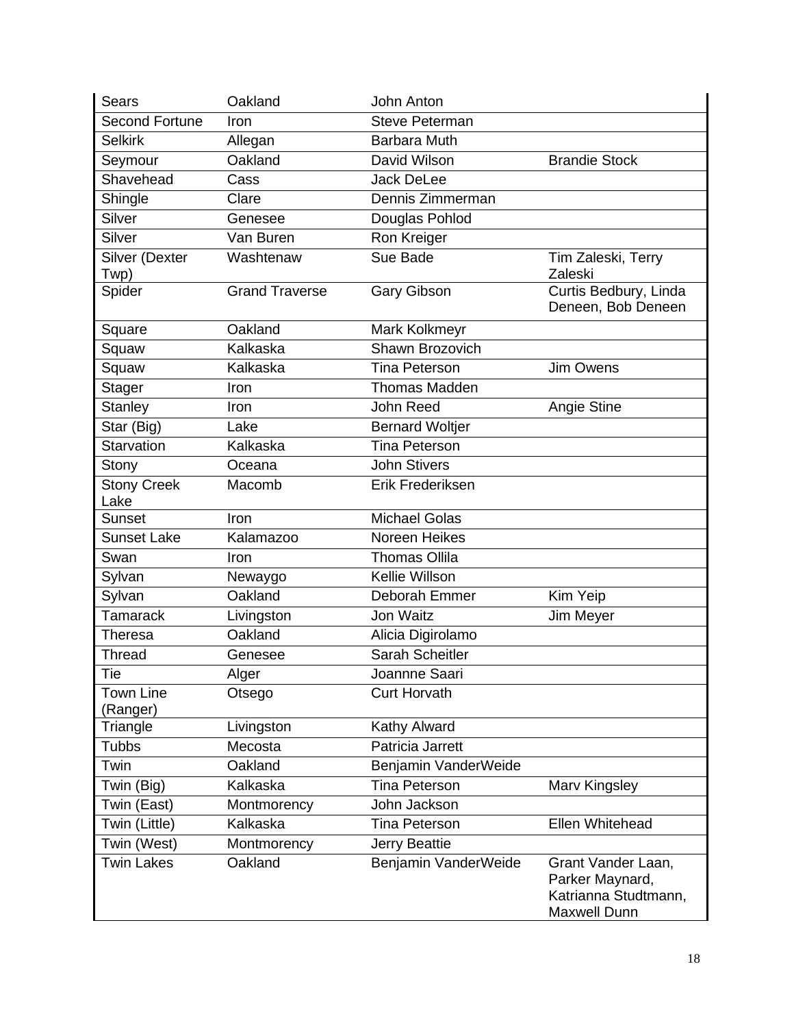| Sears | Oakland | John Anton | |
|---|---|---|---|
| Second Fortune | Iron | Steve Peterman | |
| Selkirk | Allegan | Barbara Muth | |
| Seymour | Oakland | David Wilson | Brandie Stock |
| Shavehead | Cass | Jack DeLee | |
| Shingle | Clare | Dennis Zimmerman | |
| Silver | Genesee | Douglas Pohlod | |
| Silver | Van Buren | Ron Kreiger | |
| Silver (Dexter Twp) | Washtenaw | Sue Bade | Tim Zaleski, Terry Zaleski |
| Spider | Grand Traverse | Gary Gibson | Curtis Bedbury, Linda Deneen, Bob Deneen |
| Square | Oakland | Mark Kolkmeyr | |
| Squaw | Kalkaska | Shawn Brozovich | |
| Squaw | Kalkaska | Tina Peterson | Jim Owens |
| Stager | Iron | Thomas Madden | |
| Stanley | Iron | John Reed | Angie Stine |
| Star (Big) | Lake | Bernard Woltjer | |
| Starvation | Kalkaska | Tina Peterson | |
| Stony | Oceana | John Stivers | |
| Stony Creek Lake | Macomb | Erik Frederiksen | |
| Sunset | Iron | Michael Golas | |
| Sunset Lake | Kalamazoo | Noreen Heikes | |
| Swan | Iron | Thomas Ollila | |
| Sylvan | Newaygo | Kellie Willson | |
| Sylvan | Oakland | Deborah Emmer | Kim Yeip |
| Tamarack | Livingston | Jon Waitz | Jim Meyer |
| Theresa | Oakland | Alicia Digirolamo | |
| Thread | Genesee | Sarah Scheitler | |
| Tie | Alger | Joannne Saari | |
| Town Line (Ranger) | Otsego | Curt Horvath | |
| Triangle | Livingston | Kathy Alward | |
| Tubbs | Mecosta | Patricia Jarrett | |
| Twin | Oakland | Benjamin VanderWeide | |
| Twin (Big) | Kalkaska | Tina Peterson | Marv Kingsley |
| Twin (East) | Montmorency | John Jackson | |
| Twin (Little) | Kalkaska | Tina Peterson | Ellen Whitehead |
| Twin (West) | Montmorency | Jerry Beattie | |
| Twin Lakes | Oakland | Benjamin VanderWeide | Grant Vander Laan, Parker Maynard, Katrianna Studtmann, Maxwell Dunn |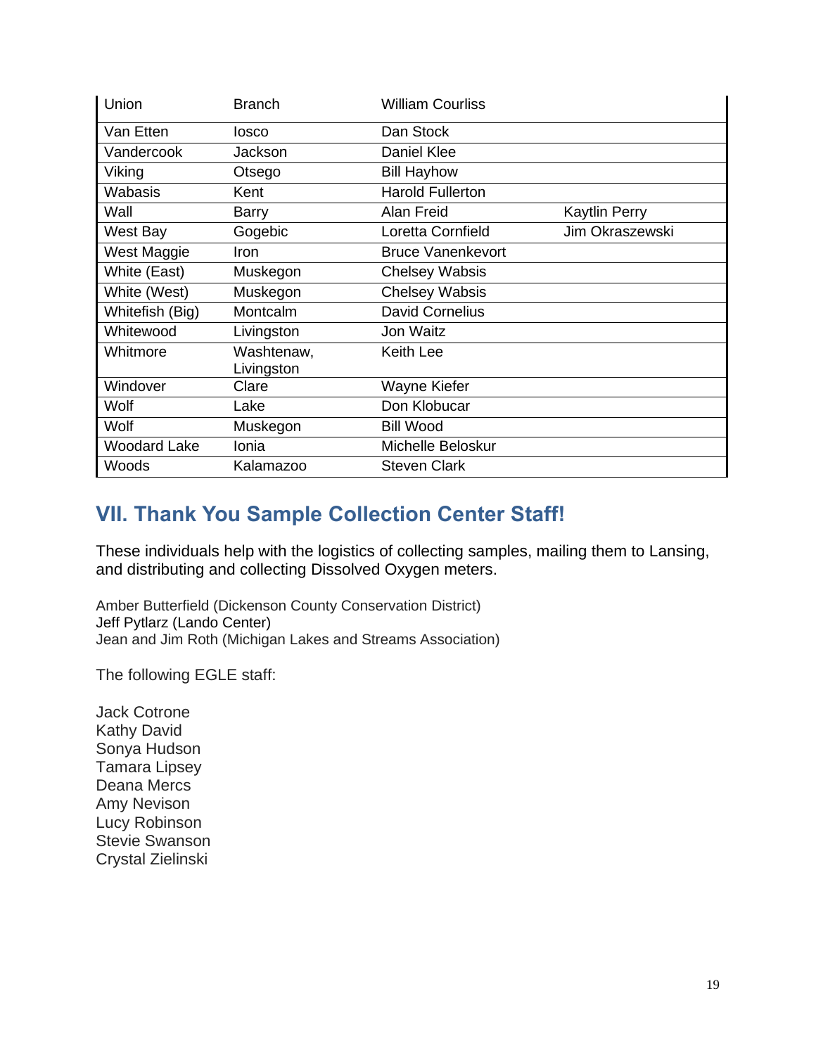| Union | Branch | William Courliss | |
|---|---|---|---|
| Van Etten | Iosco | Dan Stock | |
| Vandercook | Jackson | Daniel Klee | |
| Viking | Otsego | Bill Hayhow | |
| Wabasis | Kent | Harold Fullerton | |
| Wall | Barry | Alan Freid | Kaytlin Perry |
| West Bay | Gogebic | Loretta Cornfield | Jim Okraszewski |
| West Maggie | Iron | Bruce Vanenkevort | |
| White (East) | Muskegon | Chelsey Wabsis | |
| White (West) | Muskegon | Chelsey Wabsis | |
| Whitefish (Big) | Montcalm | David Cornelius | |
| Whitewood | Livingston | Jon Waitz | |
| Whitmore | Washtenaw, Livingston | Keith Lee | |
| Windover | Clare | Wayne Kiefer | |
| Wolf | Lake | Don Klobucar | |
| Wolf | Muskegon | Bill Wood | |
| Woodard Lake | Ionia | Michelle Beloskur | |
| Woods | Kalamazoo | Steven Clark | |

## VII. Thank You Sample Collection Center Staff!

These individuals help with the logistics of collecting samples, mailing them to Lansing, and distributing and collecting Dissolved Oxygen meters.

Amber Butterfield (Dickenson County Conservation District)
Jeff Pytlarz (Lando Center)
Jean and Jim Roth (Michigan Lakes and Streams Association)

The following EGLE staff:

Jack Cotrone
Kathy David
Sonya Hudson
Tamara Lipsey
Deana Mercs
Amy Nevison
Lucy Robinson
Stevie Swanson
Crystal Zielinski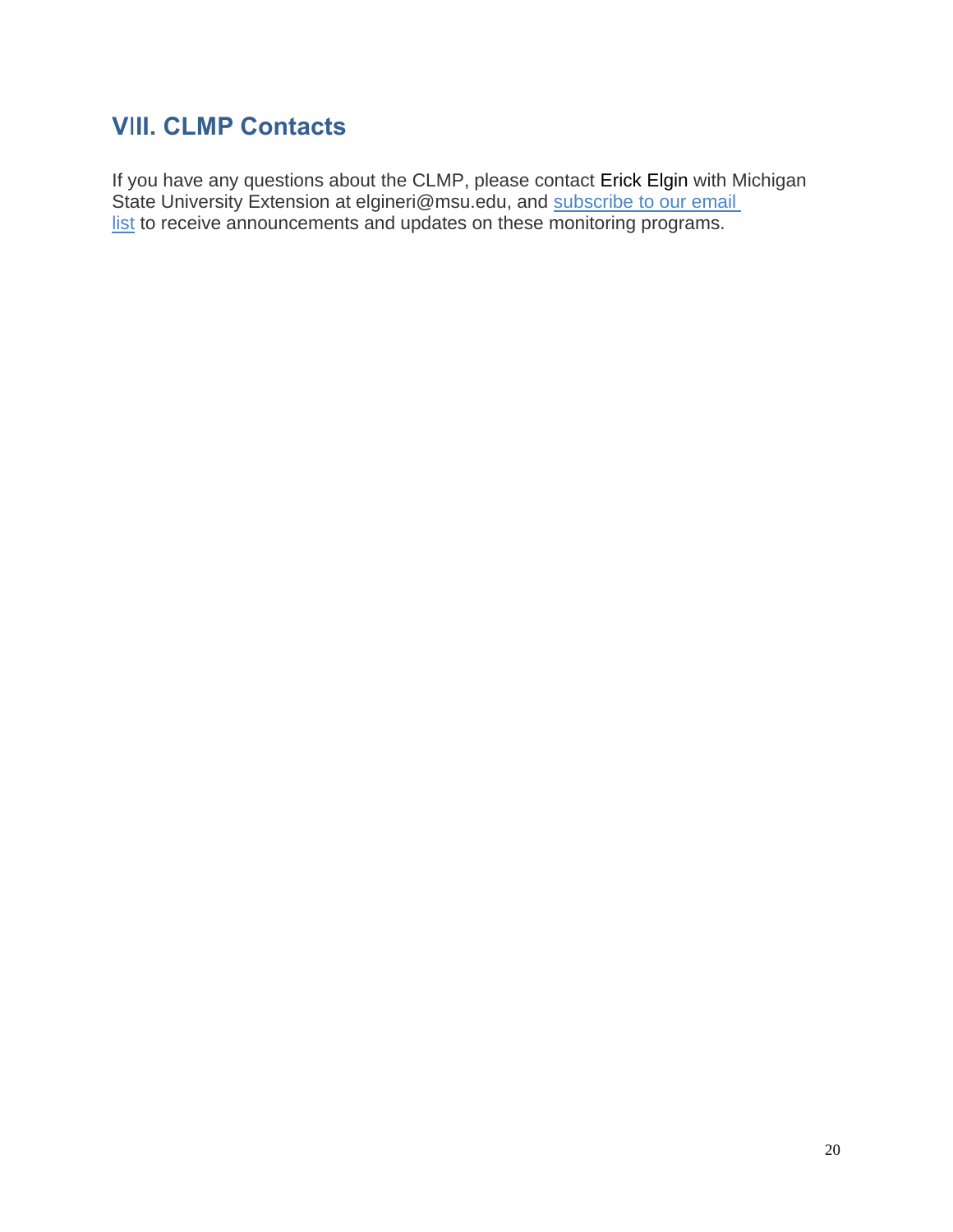## VIII. CLMP Contacts

If you have any questions about the CLMP, please contact Erick Elgin with Michigan State University Extension at elgineri@msu.edu, and subscribe to our email list to receive announcements and updates on these monitoring programs.